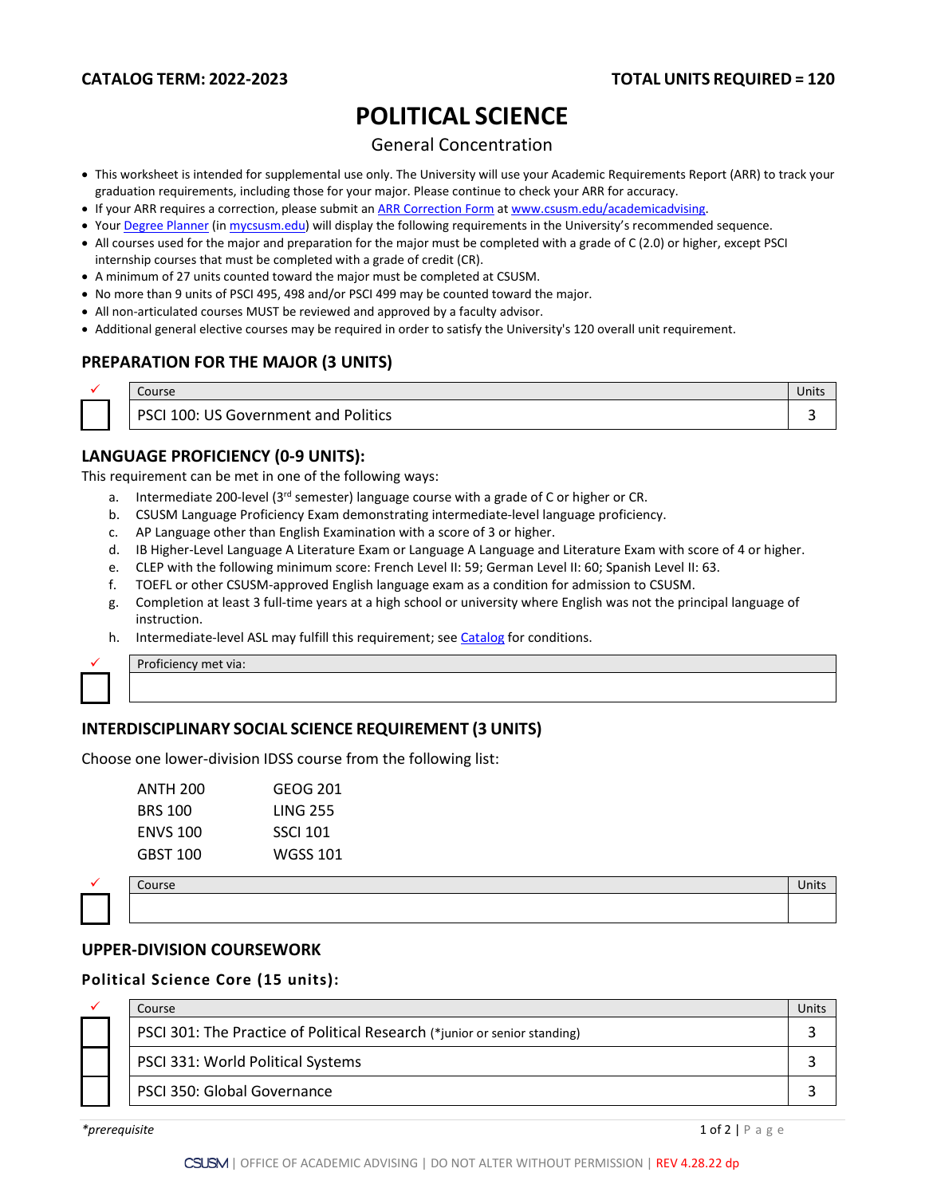**CATALOG TERM: 2022-2023** **TOTAL UNITS REQUIRED = 120**

# POLITICAL SCIENCE

## General Concentration

- This worksheet is intended for supplemental use only. The University will use your Academic Requirements Report (ARR) to track your graduation requirements, including those for your major. Please continue to check your ARR for accuracy.
- If your ARR requires a correction, please submit an ARR Correction Form at www.csusm.edu/academicadvising.
- Your Degree Planner (in mycsusm.edu) will display the following requirements in the University's recommended sequence.
- All courses used for the major and preparation for the major must be completed with a grade of C (2.0) or higher, except PSCI internship courses that must be completed with a grade of credit (CR).
- A minimum of 27 units counted toward the major must be completed at CSUSM.
- No more than 9 units of PSCI 495, 498 and/or PSCI 499 may be counted toward the major.
- All non-articulated courses MUST be reviewed and approved by a faculty advisor.
- Additional general elective courses may be required in order to satisfy the University's 120 overall unit requirement.

### PREPARATION FOR THE MAJOR (3 UNITS)

| ✓ | Course | Units |
|---|---|---|
| ☐ | PSCI 100: US Government and Politics | 3 |

### LANGUAGE PROFICIENCY (0-9 UNITS):

This requirement can be met in one of the following ways:

a. Intermediate 200-level (3rd semester) language course with a grade of C or higher or CR.
b. CSUSM Language Proficiency Exam demonstrating intermediate-level language proficiency.
c. AP Language other than English Examination with a score of 3 or higher.
d. IB Higher-Level Language A Literature Exam or Language A Language and Literature Exam with score of 4 or higher.
e. CLEP with the following minimum score: French Level II: 59; German Level II: 60; Spanish Level II: 63.
f. TOEFL or other CSUSM-approved English language exam as a condition for admission to CSUSM.
g. Completion at least 3 full-time years at a high school or university where English was not the principal language of instruction.
h. Intermediate-level ASL may fulfill this requirement; see Catalog for conditions.

| ✓ | Proficiency met via: |
|---|---|
| ☐ | |

### INTERDISCIPLINARY SOCIAL SCIENCE REQUIREMENT (3 UNITS)

Choose one lower-division IDSS course from the following list:

| | |
|---|---|
| ANTH 200 | GEOG 201 |
| BRS 100 | LING 255 |
| ENVS 100 | SSCI 101 |
| GBST 100 | WGSS 101 |

| ✓ | Course | Units |
|---|---|---|
| ☐ | | |

### UPPER-DIVISION COURSEWORK

#### Political Science Core (15 units):

| ✓ | Course | Units |
|---|---|---|
| ☐ | PSCI 301: The Practice of Political Research (*junior or senior standing) | 3 |
| ☐ | PSCI 331: World Political Systems | 3 |
| ☐ | PSCI 350: Global Governance | 3 |

*\*prerequisite*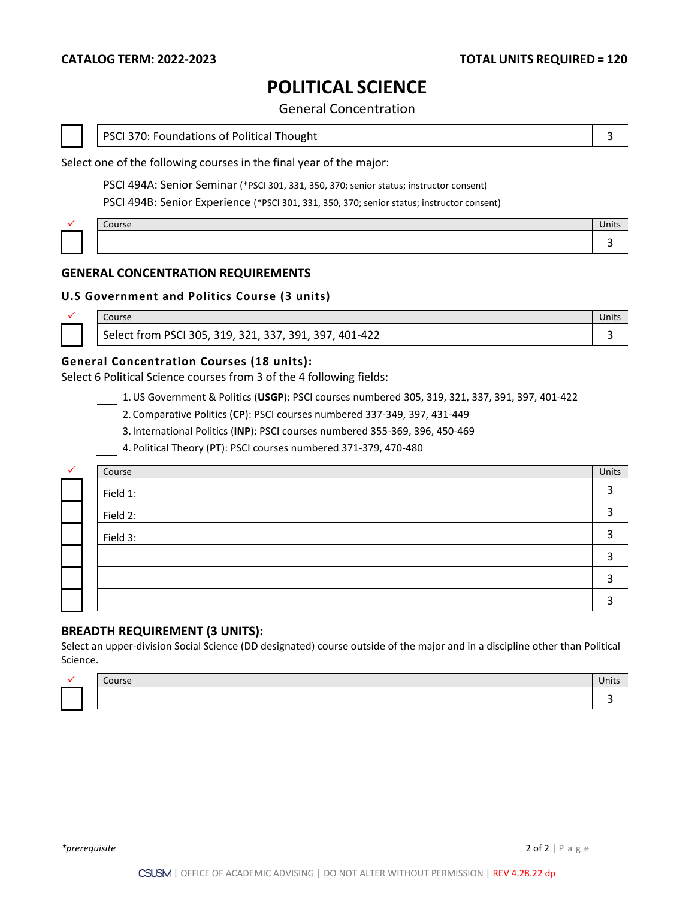CATALOG TERM: 2022-2023 | TOTAL UNITS REQUIRED = 120

# POLITICAL SCIENCE

General Concentration

| ✓ | Course | Units |
|---|---|---|
| ☐ | PSCI 370: Foundations of Political Thought | 3 |

Select one of the following courses in the final year of the major:

PSCI 494A: Senior Seminar (*PSCI 301, 331, 350, 370; senior status; instructor consent)

PSCI 494B: Senior Experience (*PSCI 301, 331, 350, 370; senior status; instructor consent)

| ✓ | Course | Units |
|---|---|---|
| ☐ | | 3 |

## GENERAL CONCENTRATION REQUIREMENTS

### U.S Government and Politics Course (3 units)

| ✓ | Course | Units |
|---|---|---|
| ☐ | Select from PSCI 305, 319, 321, 337, 391, 397, 401-422 | 3 |

### General Concentration Courses (18 units):

Select 6 Political Science courses from 3 of the 4 following fields:

____ 1. US Government & Politics (**USGP**): PSCI courses numbered 305, 319, 321, 337, 391, 397, 401-422

____ 2. Comparative Politics (**CP**): PSCI courses numbered 337-349, 397, 431-449

____ 3. International Politics (**INP**): PSCI courses numbered 355-369, 396, 450-469

____ 4. Political Theory (**PT**): PSCI courses numbered 371-379, 470-480

| ✓ | Course | Units |
|---|---|---|
| ☐ | Field 1: | 3 |
| ☐ | Field 2: | 3 |
| ☐ | Field 3: | 3 |
| ☐ | | 3 |
| ☐ | | 3 |
| ☐ | | 3 |

## BREADTH REQUIREMENT (3 UNITS):

Select an upper-division Social Science (DD designated) course outside of the major and in a discipline other than Political Science.

| ✓ | Course | Units |
|---|---|---|
| ☐ | | 3 |

*\*prerequisite*